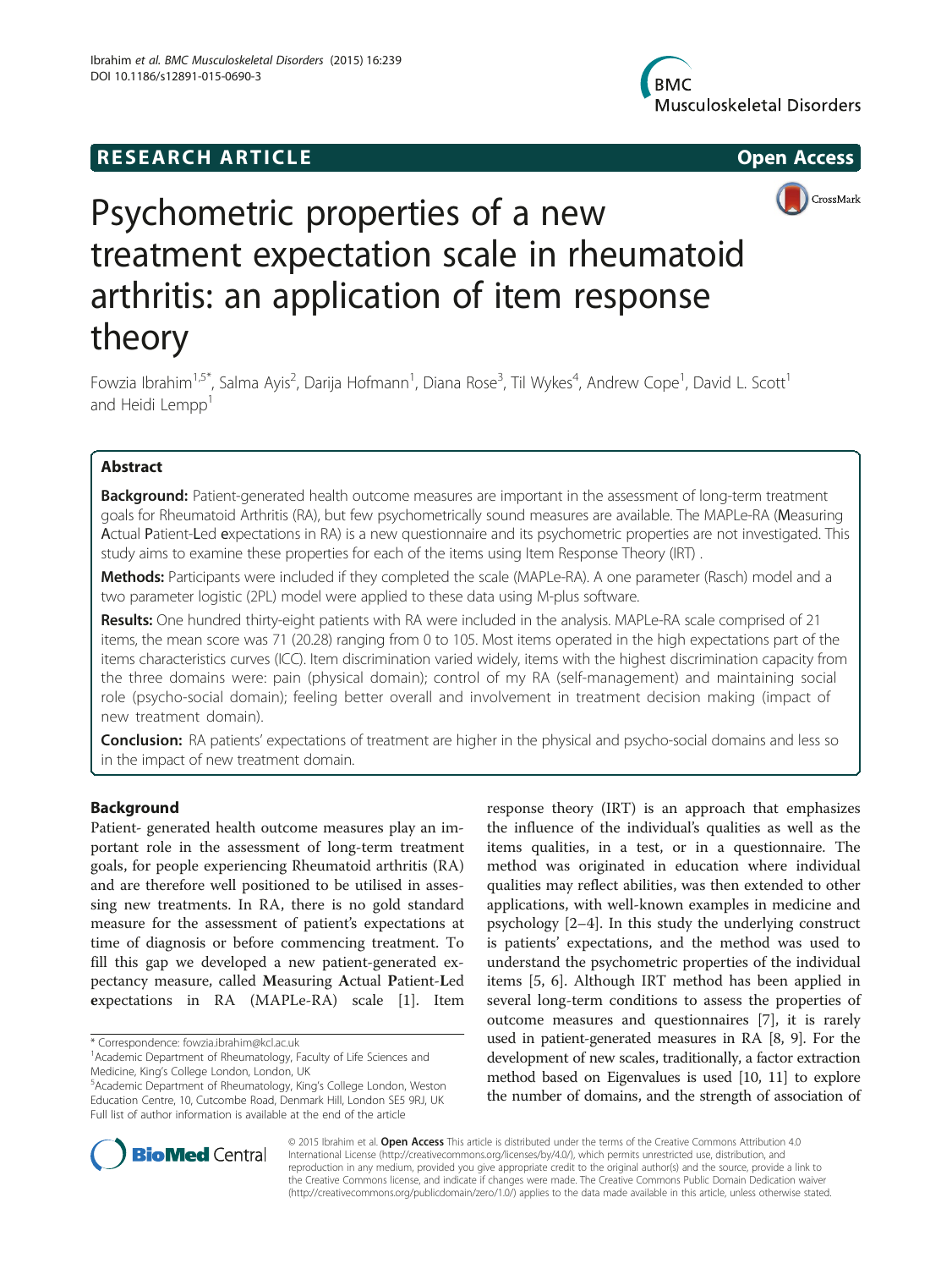RESEARCH ARTICLE

Open Access

# Psychometric properties of a new treatment expectation scale in rheumatoid arthritis: an application of item response theory

Fowzia Ibrahim[1,5*], Salma Ayis[2], Darija Hofmann[1], Diana Rose[3], Til Wykes[4], Andrew Cope[1], David L. Scott[1] and Heidi Lempp[1]

## Abstract

**Background:** Patient-generated health outcome measures are important in the assessment of long-term treatment goals for Rheumatoid Arthritis (RA), but few psychometrically sound measures are available. The MAPLe-RA (**M**easuring **A**ctual **P**atient-**L**ed **e**xpectations in RA) is a new questionnaire and its psychometric properties are not investigated. This study aims to examine these properties for each of the items using Item Response Theory (IRT) .

**Methods:** Participants were included if they completed the scale (MAPLe-RA). A one parameter (Rasch) model and a two parameter logistic (2PL) model were applied to these data using M-plus software.

**Results:** One hundred thirty-eight patients with RA were included in the analysis. MAPLe-RA scale comprised of 21 items, the mean score was 71 (20.28) ranging from 0 to 105. Most items operated in the high expectations part of the items characteristics curves (ICC). Item discrimination varied widely, items with the highest discrimination capacity from the three domains were: pain (physical domain); control of my RA (self-management) and maintaining social role (psycho-social domain); feeling better overall and involvement in treatment decision making (impact of new treatment domain).

**Conclusion:** RA patients' expectations of treatment are higher in the physical and psycho-social domains and less so in the impact of new treatment domain.

## Background

Patient- generated health outcome measures play an important role in the assessment of long-term treatment goals, for people experiencing Rheumatoid arthritis (RA) and are therefore well positioned to be utilised in assessing new treatments. In RA, there is no gold standard measure for the assessment of patient's expectations at time of diagnosis or before commencing treatment. To fill this gap we developed a new patient-generated expectancy measure, called **M**easuring **A**ctual **P**atient-**L**ed **e**xpectations in RA (MAPLe-RA) scale [1]. Item response theory (IRT) is an approach that emphasizes the influence of the individual's qualities as well as the items qualities, in a test, or in a questionnaire. The method was originated in education where individual qualities may reflect abilities, was then extended to other applications, with well-known examples in medicine and psychology [2–4]. In this study the underlying construct is patients' expectations, and the method was used to understand the psychometric properties of the individual items [5, 6]. Although IRT method has been applied in several long-term conditions to assess the properties of outcome measures and questionnaires [7], it is rarely used in patient-generated measures in RA [8, 9]. For the development of new scales, traditionally, a factor extraction method based on Eigenvalues is used [10, 11] to explore the number of domains, and the strength of association of

\* Correspondence: fowzia.ibrahim@kcl.ac.uk

[1]Academic Department of Rheumatology, Faculty of Life Sciences and Medicine, King's College London, London, UK

[5]Academic Department of Rheumatology, King's College London, Weston Education Centre, 10, Cutcombe Road, Denmark Hill, London SE5 9RJ, UK

Full list of author information is available at the end of the article

© 2015 Ibrahim et al. **Open Access** This article is distributed under the terms of the Creative Commons Attribution 4.0 International License (http://creativecommons.org/licenses/by/4.0/), which permits unrestricted use, distribution, and reproduction in any medium, provided you give appropriate credit to the original author(s) and the source, provide a link to the Creative Commons license, and indicate if changes were made. The Creative Commons Public Domain Dedication waiver (http://creativecommons.org/publicdomain/zero/1.0/) applies to the data made available in this article, unless otherwise stated.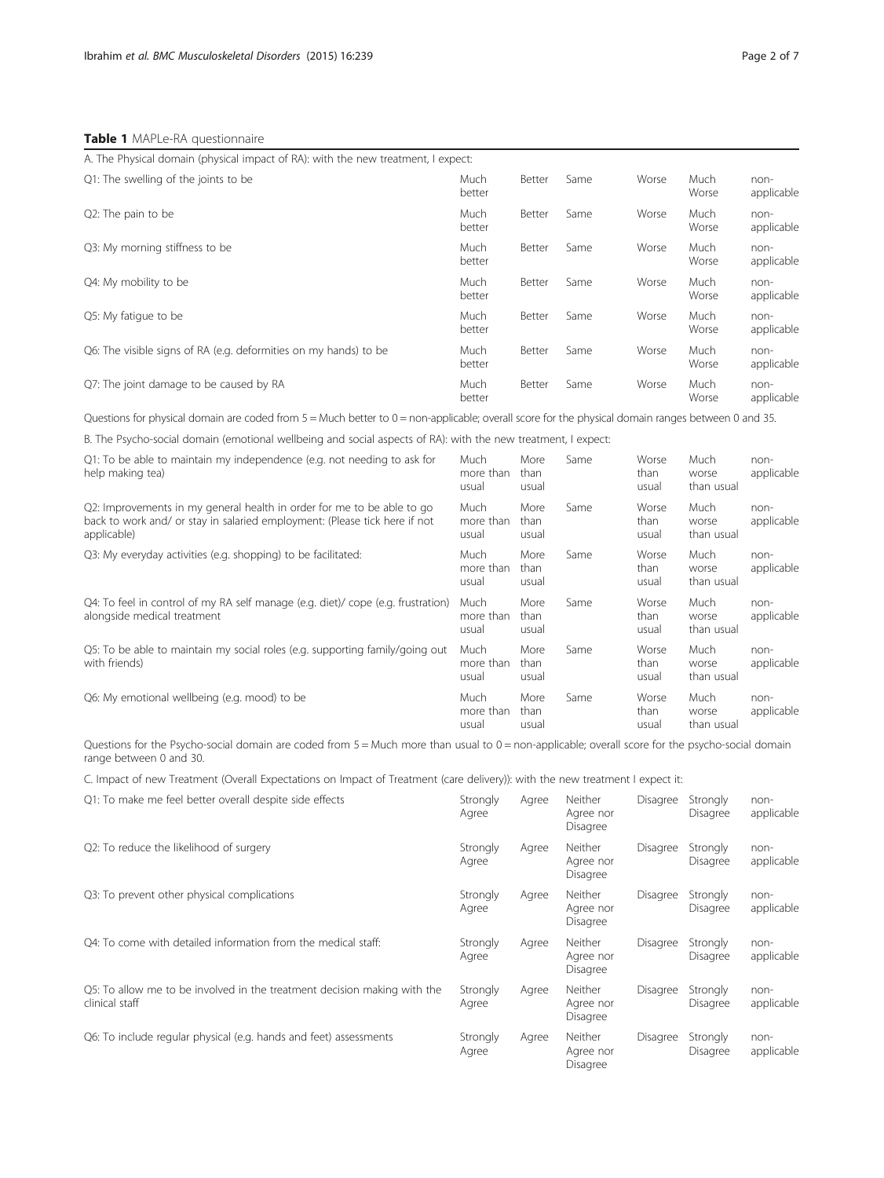**Table 1** MAPLe-RA questionnaire

| A. The Physical domain (physical impact of RA): with the new treatment, I expect: | | | | | | |
|---|---|---|---|---|---|---|
| Q1: The swelling of the joints to be | Much better | Better | Same | Worse | Much Worse | non-applicable |
| Q2: The pain to be | Much better | Better | Same | Worse | Much Worse | non-applicable |
| Q3: My morning stiffness to be | Much better | Better | Same | Worse | Much Worse | non-applicable |
| Q4: My mobility to be | Much better | Better | Same | Worse | Much Worse | non-applicable |
| Q5: My fatigue to be | Much better | Better | Same | Worse | Much Worse | non-applicable |
| Q6: The visible signs of RA (e.g. deformities on my hands) to be | Much better | Better | Same | Worse | Much Worse | non-applicable |
| Q7: The joint damage to be caused by RA | Much better | Better | Same | Worse | Much Worse | non-applicable |

Questions for physical domain are coded from 5 = Much better to 0 = non-applicable; overall score for the physical domain ranges between 0 and 35.

| B. The Psycho-social domain (emotional wellbeing and social aspects of RA): with the new treatment, I expect: | | | | | | |
|---|---|---|---|---|---|---|
| Q1: To be able to maintain my independence (e.g. not needing to ask for help making tea) | Much more than usual | More than usual | Same | Worse than usual | Much worse than usual | non-applicable |
| Q2: Improvements in my general health in order for me to be able to go back to work and/ or stay in salaried employment: (Please tick here if not applicable) | Much more than usual | More than usual | Same | Worse than usual | Much worse than usual | non-applicable |
| Q3: My everyday activities (e.g. shopping) to be facilitated: | Much more than usual | More than usual | Same | Worse than usual | Much worse than usual | non-applicable |
| Q4: To feel in control of my RA self manage (e.g. diet)/ cope (e.g. frustration) alongside medical treatment | Much more than usual | More than usual | Same | Worse than usual | Much worse than usual | non-applicable |
| Q5: To be able to maintain my social roles (e.g. supporting family/going out with friends) | Much more than usual | More than usual | Same | Worse than usual | Much worse than usual | non-applicable |
| Q6: My emotional wellbeing (e.g. mood) to be | Much more than usual | More than usual | Same | Worse than usual | Much worse than usual | non-applicable |

Questions for the Psycho-social domain are coded from 5 = Much more than usual to 0 = non-applicable; overall score for the psycho-social domain range between 0 and 30.

| C. Impact of new Treatment (Overall Expectations on Impact of Treatment (care delivery)): with the new treatment I expect it: | | | | | | |
|---|---|---|---|---|---|---|
| Q1: To make me feel better overall despite side effects | Strongly Agree | Agree | Neither Agree nor Disagree | Disagree | Strongly Disagree | non-applicable |
| Q2: To reduce the likelihood of surgery | Strongly Agree | Agree | Neither Agree nor Disagree | Disagree | Strongly Disagree | non-applicable |
| Q3: To prevent other physical complications | Strongly Agree | Agree | Neither Agree nor Disagree | Disagree | Strongly Disagree | non-applicable |
| Q4: To come with detailed information from the medical staff: | Strongly Agree | Agree | Neither Agree nor Disagree | Disagree | Strongly Disagree | non-applicable |
| Q5: To allow me to be involved in the treatment decision making with the clinical staff | Strongly Agree | Agree | Neither Agree nor Disagree | Disagree | Strongly Disagree | non-applicable |
| Q6: To include regular physical (e.g. hands and feet) assessments | Strongly Agree | Agree | Neither Agree nor Disagree | Disagree | Strongly Disagree | non-applicable |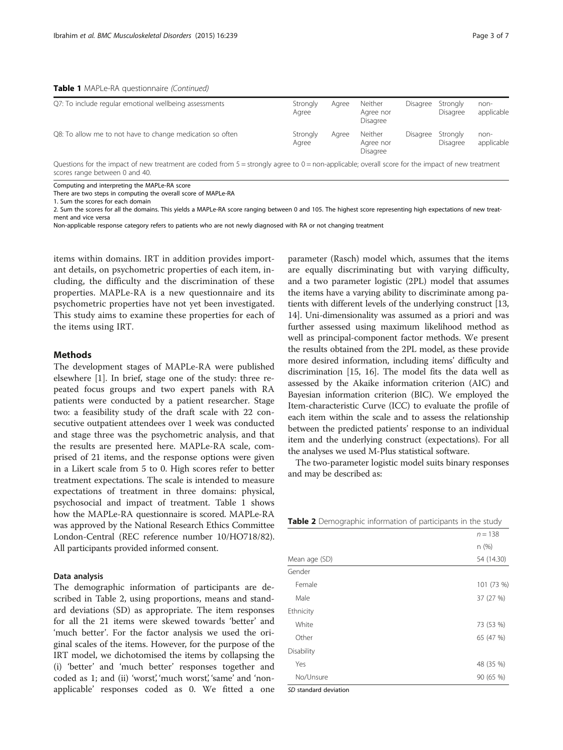**Table 1** MAPLe-RA questionnaire *(Continued)*

| | | | | | | |
|---|---|---|---|---|---|---|
| Q7: To include regular emotional wellbeing assessments | Strongly Agree | Agree | Neither Agree nor Disagree | Disagree | Strongly Disagree | non-applicable |
| Q8: To allow me to not have to change medication so often | Strongly Agree | Agree | Neither Agree nor Disagree | Disagree | Strongly Disagree | non-applicable |

Questions for the impact of new treatment are coded from 5 = strongly agree to 0 = non-applicable; overall score for the impact of new treatment scores range between 0 and 40.

Computing and interpreting the MAPLe-RA score

There are two steps in computing the overall score of MAPLe-RA

1. Sum the scores for each domain
2. Sum the scores for all the domains. This yields a MAPLe-RA score ranging between 0 and 105. The highest score representing high expectations of new treatment and vice versa

Non-applicable response category refers to patients who are not newly diagnosed with RA or not changing treatment

items within domains. IRT in addition provides important details, on psychometric properties of each item, including, the difficulty and the discrimination of these properties. MAPLe-RA is a new questionnaire and its psychometric properties have not yet been investigated. This study aims to examine these properties for each of the items using IRT.

## Methods

The development stages of MAPLe-RA were published elsewhere [1]. In brief, stage one of the study: three repeated focus groups and two expert panels with RA patients were conducted by a patient researcher. Stage two: a feasibility study of the draft scale with 22 consecutive outpatient attendees over 1 week was conducted and stage three was the psychometric analysis, and that the results are presented here. MAPLe-RA scale, comprised of 21 items, and the response options were given in a Likert scale from 5 to 0. High scores refer to better treatment expectations. The scale is intended to measure expectations of treatment in three domains: physical, psychosocial and impact of treatment. Table 1 shows how the MAPLe-RA questionnaire is scored. MAPLe-RA was approved by the National Research Ethics Committee London-Central (REC reference number 10/HO718/82). All participants provided informed consent.

### Data analysis

The demographic information of participants are described in Table 2, using proportions, means and standard deviations (SD) as appropriate. The item responses for all the 21 items were skewed towards 'better' and 'much better'. For the factor analysis we used the original scales of the items. However, for the purpose of the IRT model, we dichotomised the items by collapsing the (i) 'better' and 'much better' responses together and coded as 1; and (ii) 'worst', 'much worst', 'same' and 'non-applicable' responses coded as 0. We fitted a one parameter (Rasch) model which, assumes that the items are equally discriminating but with varying difficulty, and a two parameter logistic (2PL) model that assumes the items have a varying ability to discriminate among patients with different levels of the underlying construct [13, 14]. Uni-dimensionality was assumed as a priori and was further assessed using maximum likelihood method as well as principal-component factor methods. We present the results obtained from the 2PL model, as these provide more desired information, including items' difficulty and discrimination [15, 16]. The model fits the data well as assessed by the Akaike information criterion (AIC) and Bayesian information criterion (BIC). We employed the Item-characteristic Curve (ICC) to evaluate the profile of each item within the scale and to assess the relationship between the predicted patients' response to an individual item and the underlying construct (expectations). For all the analyses we used M-Plus statistical software.

The two-parameter logistic model suits binary responses and may be described as:

**Table 2** Demographic information of participants in the study

| | $n = 138$ |
|---|---|
| | n (%) |
| Mean age (SD) | 54 (14.30) |
| Gender | |
| Female | 101 (73 %) |
| Male | 37 (27 %) |
| Ethnicity | |
| White | 73 (53 %) |
| Other | 65 (47 %) |
| Disability | |
| Yes | 48 (35 %) |
| No/Unsure | 90 (65 %) |

*SD* standard deviation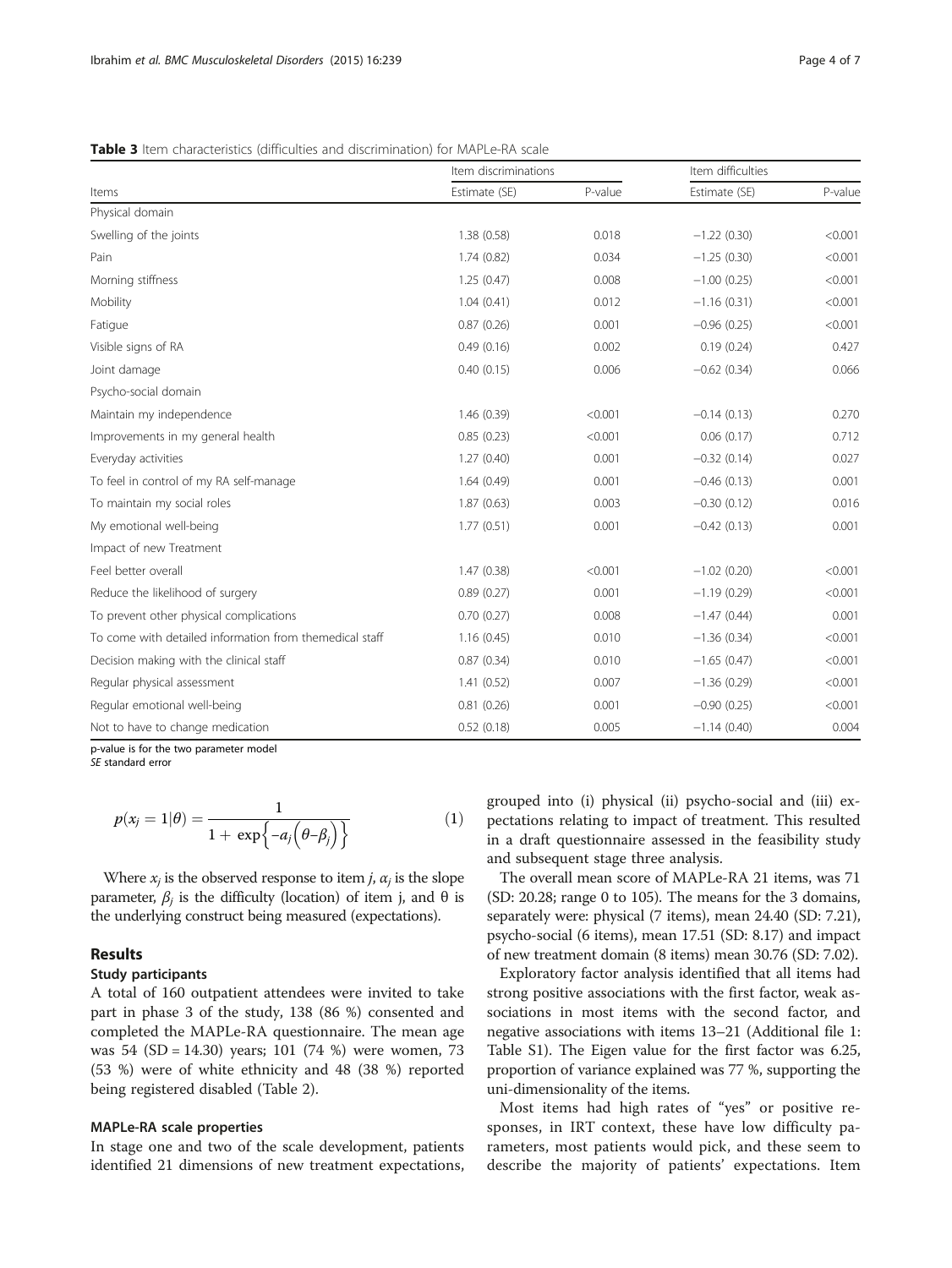**Table 3** Item characteristics (difficulties and discrimination) for MAPLe-RA scale

| Items | Item discriminations | | Item difficulties | |
|---|---|---|---|---|
| | Estimate (SE) | P-value | Estimate (SE) | P-value |
| Physical domain | | | | |
| Swelling of the joints | 1.38 (0.58) | 0.018 | −1.22 (0.30) | <0.001 |
| Pain | 1.74 (0.82) | 0.034 | −1.25 (0.30) | <0.001 |
| Morning stiffness | 1.25 (0.47) | 0.008 | −1.00 (0.25) | <0.001 |
| Mobility | 1.04 (0.41) | 0.012 | −1.16 (0.31) | <0.001 |
| Fatigue | 0.87 (0.26) | 0.001 | −0.96 (0.25) | <0.001 |
| Visible signs of RA | 0.49 (0.16) | 0.002 | 0.19 (0.24) | 0.427 |
| Joint damage | 0.40 (0.15) | 0.006 | −0.62 (0.34) | 0.066 |
| Psycho-social domain | | | | |
| Maintain my independence | 1.46 (0.39) | <0.001 | −0.14 (0.13) | 0.270 |
| Improvements in my general health | 0.85 (0.23) | <0.001 | 0.06 (0.17) | 0.712 |
| Everyday activities | 1.27 (0.40) | 0.001 | −0.32 (0.14) | 0.027 |
| To feel in control of my RA self-manage | 1.64 (0.49) | 0.001 | −0.46 (0.13) | 0.001 |
| To maintain my social roles | 1.87 (0.63) | 0.003 | −0.30 (0.12) | 0.016 |
| My emotional well-being | 1.77 (0.51) | 0.001 | −0.42 (0.13) | 0.001 |
| Impact of new Treatment | | | | |
| Feel better overall | 1.47 (0.38) | <0.001 | −1.02 (0.20) | <0.001 |
| Reduce the likelihood of surgery | 0.89 (0.27) | 0.001 | −1.19 (0.29) | <0.001 |
| To prevent other physical complications | 0.70 (0.27) | 0.008 | −1.47 (0.44) | 0.001 |
| To come with detailed information from themedical staff | 1.16 (0.45) | 0.010 | −1.36 (0.34) | <0.001 |
| Decision making with the clinical staff | 0.87 (0.34) | 0.010 | −1.65 (0.47) | <0.001 |
| Regular physical assessment | 1.41 (0.52) | 0.007 | −1.36 (0.29) | <0.001 |
| Regular emotional well-being | 0.81 (0.26) | 0.001 | −0.90 (0.25) | <0.001 |
| Not to have to change medication | 0.52 (0.18) | 0.005 | −1.14 (0.40) | 0.004 |

p-value is for the two parameter model
*SE* standard error

$$p(x_j = 1|\theta) = \frac{1}{1 + \exp\left\{-a_j\left(\theta - \beta_j\right)\right\}} \quad (1)$$

Where $x_j$ is the observed response to item $j$, $a_j$ is the slope parameter, $\beta_j$ is the difficulty (location) of item j, and θ is the underlying construct being measured (expectations).

## Results

### Study participants

A total of 160 outpatient attendees were invited to take part in phase 3 of the study, 138 (86 %) consented and completed the MAPLe-RA questionnaire. The mean age was 54 (SD = 14.30) years; 101 (74 %) were women, 73 (53 %) were of white ethnicity and 48 (38 %) reported being registered disabled (Table 2).

### MAPLe-RA scale properties

In stage one and two of the scale development, patients identified 21 dimensions of new treatment expectations, grouped into (i) physical (ii) psycho-social and (iii) expectations relating to impact of treatment. This resulted in a draft questionnaire assessed in the feasibility study and subsequent stage three analysis.

The overall mean score of MAPLe-RA 21 items, was 71 (SD: 20.28; range 0 to 105). The means for the 3 domains, separately were: physical (7 items), mean 24.40 (SD: 7.21), psycho-social (6 items), mean 17.51 (SD: 8.17) and impact of new treatment domain (8 items) mean 30.76 (SD: 7.02).

Exploratory factor analysis identified that all items had strong positive associations with the first factor, weak associations in most items with the second factor, and negative associations with items 13–21 (Additional file 1: Table S1). The Eigen value for the first factor was 6.25, proportion of variance explained was 77 %, supporting the uni-dimensionality of the items.

Most items had high rates of "yes" or positive responses, in IRT context, these have low difficulty parameters, most patients would pick, and these seem to describe the majority of patients' expectations. Item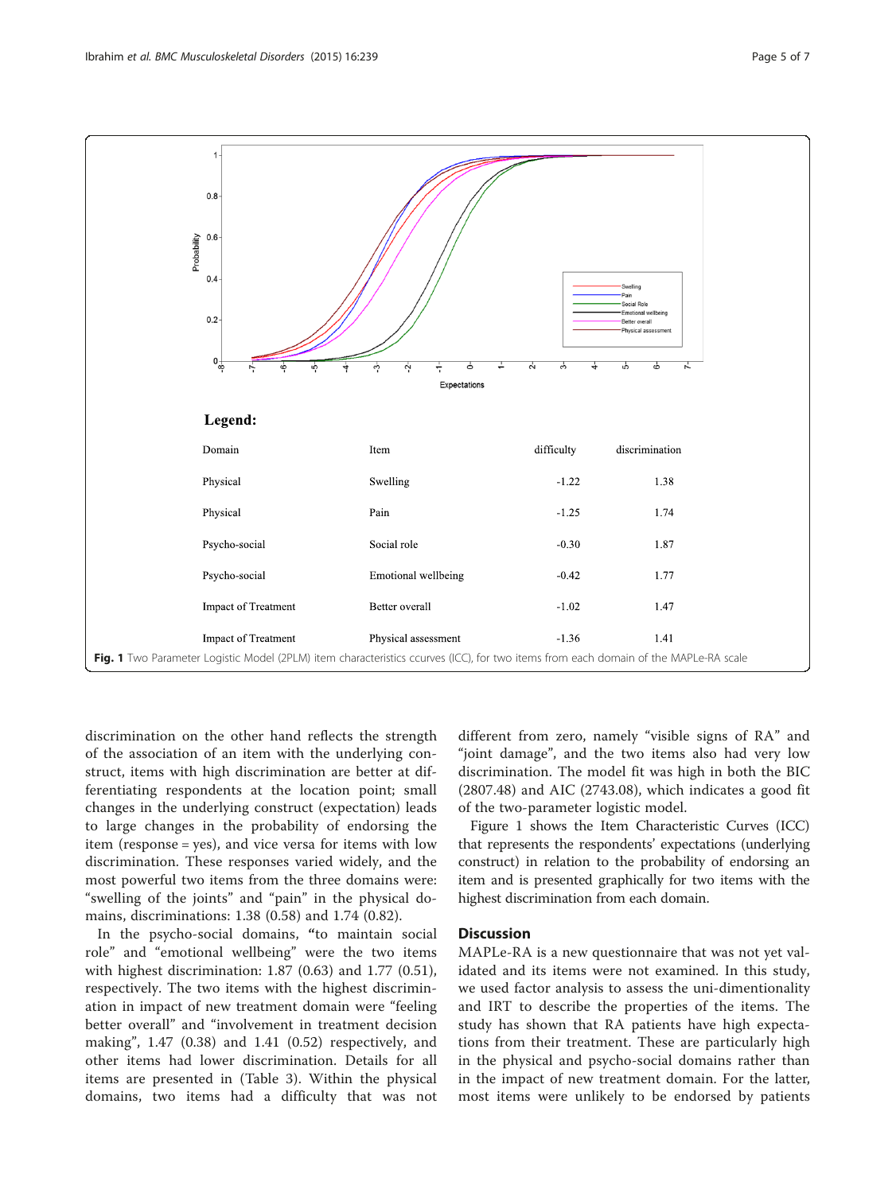**Legend:**

| Domain | Item | difficulty | discrimination |
|---|---|---|---|
| Physical | Swelling | -1.22 | 1.38 |
| Physical | Pain | -1.25 | 1.74 |
| Psycho-social | Social role | -0.30 | 1.87 |
| Psycho-social | Emotional wellbeing | -0.42 | 1.77 |
| Impact of Treatment | Better overall | -1.02 | 1.47 |
| Impact of Treatment | Physical assessment | -1.36 | 1.41 |

**Fig. 1** Two Parameter Logistic Model (2PLM) item characteristics ccurves (ICC), for two items from each domain of the MAPLe-RA scale

discrimination on the other hand reflects the strength of the association of an item with the underlying construct, items with high discrimination are better at differentiating respondents at the location point; small changes in the underlying construct (expectation) leads to large changes in the probability of endorsing the item (response = yes), and vice versa for items with low discrimination. These responses varied widely, and the most powerful two items from the three domains were: "swelling of the joints" and "pain" in the physical domains, discriminations: 1.38 (0.58) and 1.74 (0.82).

In the psycho-social domains, "to maintain social role" and "emotional wellbeing" were the two items with highest discrimination: 1.87 (0.63) and 1.77 (0.51), respectively. The two items with the highest discrimination in impact of new treatment domain were "feeling better overall" and "involvement in treatment decision making", 1.47 (0.38) and 1.41 (0.52) respectively, and other items had lower discrimination. Details for all items are presented in (Table 3). Within the physical domains, two items had a difficulty that was not different from zero, namely "visible signs of RA" and "joint damage", and the two items also had very low discrimination. The model fit was high in both the BIC (2807.48) and AIC (2743.08), which indicates a good fit of the two-parameter logistic model.

Figure 1 shows the Item Characteristic Curves (ICC) that represents the respondents' expectations (underlying construct) in relation to the probability of endorsing an item and is presented graphically for two items with the highest discrimination from each domain.

## Discussion

MAPLe-RA is a new questionnaire that was not yet validated and its items were not examined. In this study, we used factor analysis to assess the uni-dimentionality and IRT to describe the properties of the items. The study has shown that RA patients have high expectations from their treatment. These are particularly high in the physical and psycho-social domains rather than in the impact of new treatment domain. For the latter, most items were unlikely to be endorsed by patients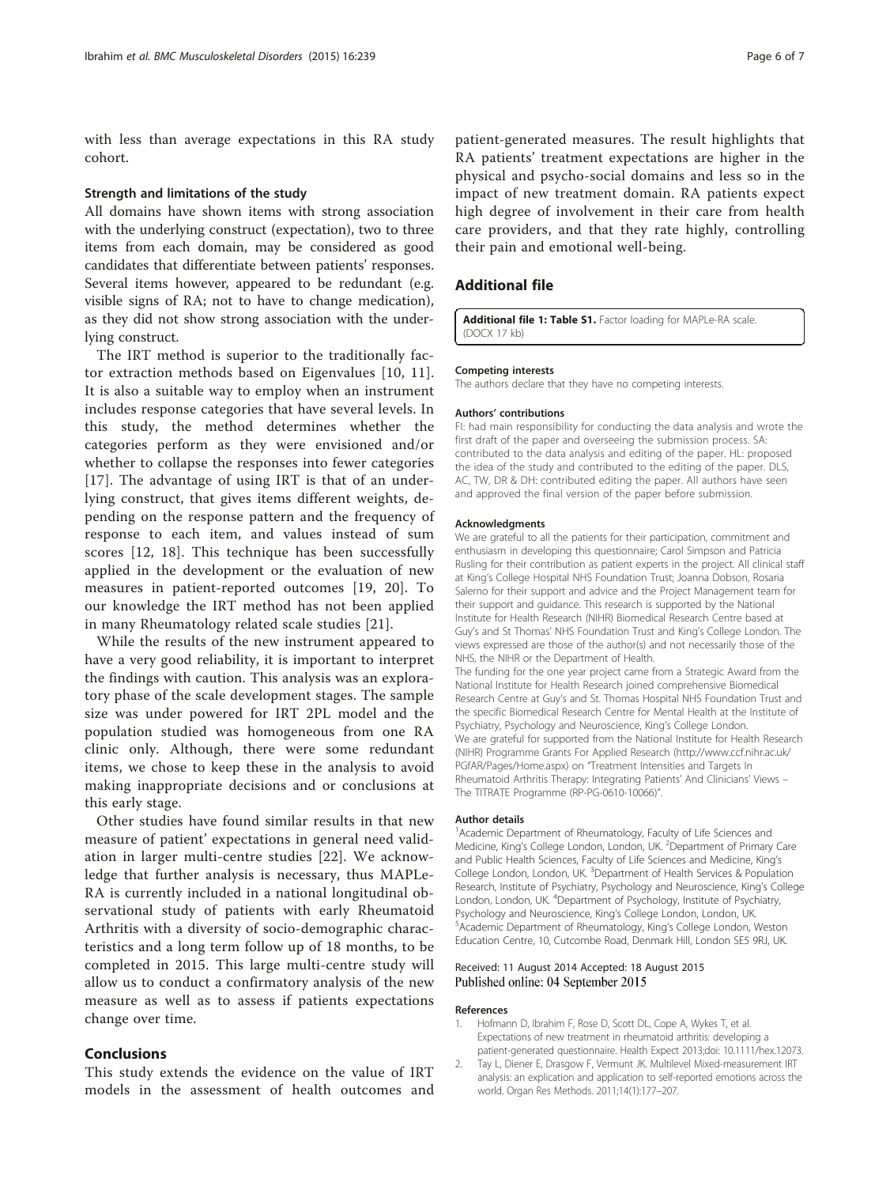with less than average expectations in this RA study cohort.

### Strength and limitations of the study

All domains have shown items with strong association with the underlying construct (expectation), two to three items from each domain, may be considered as good candidates that differentiate between patients' responses. Several items however, appeared to be redundant (e.g. visible signs of RA; not to have to change medication), as they did not show strong association with the underlying construct.

The IRT method is superior to the traditionally factor extraction methods based on Eigenvalues [10, 11]. It is also a suitable way to employ when an instrument includes response categories that have several levels. In this study, the method determines whether the categories perform as they were envisioned and/or whether to collapse the responses into fewer categories [17]. The advantage of using IRT is that of an underlying construct, that gives items different weights, depending on the response pattern and the frequency of response to each item, and values instead of sum scores [12, 18]. This technique has been successfully applied in the development or the evaluation of new measures in patient-reported outcomes [19, 20]. To our knowledge the IRT method has not been applied in many Rheumatology related scale studies [21].

While the results of the new instrument appeared to have a very good reliability, it is important to interpret the findings with caution. This analysis was an exploratory phase of the scale development stages. The sample size was under powered for IRT 2PL model and the population studied was homogeneous from one RA clinic only. Although, there were some redundant items, we chose to keep these in the analysis to avoid making inappropriate decisions and or conclusions at this early stage.

Other studies have found similar results in that new measure of patient' expectations in general need validation in larger multi-centre studies [22]. We acknowledge that further analysis is necessary, thus MAPLe-RA is currently included in a national longitudinal observational study of patients with early Rheumatoid Arthritis with a diversity of socio-demographic characteristics and a long term follow up of 18 months, to be completed in 2015. This large multi-centre study will allow us to conduct a confirmatory analysis of the new measure as well as to assess if patients expectations change over time.

## Conclusions

This study extends the evidence on the value of IRT models in the assessment of health outcomes and patient-generated measures. The result highlights that RA patients' treatment expectations are higher in the physical and psycho-social domains and less so in the impact of new treatment domain. RA patients expect high degree of involvement in their care from health care providers, and that they rate highly, controlling their pain and emotional well-being.

## Additional file

**Additional file 1: Table S1.** Factor loading for MAPLe-RA scale. (DOCX 17 kb)

#### Competing interests

The authors declare that they have no competing interests.

#### Authors' contributions

FI: had main responsibility for conducting the data analysis and wrote the first draft of the paper and overseeing the submission process. SA: contributed to the data analysis and editing of the paper. HL: proposed the idea of the study and contributed to the editing of the paper. DLS, AC, TW, DR & DH: contributed editing the paper. All authors have seen and approved the final version of the paper before submission.

#### Acknowledgments

We are grateful to all the patients for their participation, commitment and enthusiasm in developing this questionnaire; Carol Simpson and Patricia Rusling for their contribution as patient experts in the project. All clinical staff at King's College Hospital NHS Foundation Trust; Joanna Dobson, Rosaria Salerno for their support and advice and the Project Management team for their support and guidance. This research is supported by the National Institute for Health Research (NIHR) Biomedical Research Centre based at Guy's and St Thomas' NHS Foundation Trust and King's College London. The views expressed are those of the author(s) and not necessarily those of the NHS, the NIHR or the Department of Health.

The funding for the one year project came from a Strategic Award from the National Institute for Health Research joined comprehensive Biomedical Research Centre at Guy's and St. Thomas Hospital NHS Foundation Trust and the specific Biomedical Research Centre for Mental Health at the Institute of Psychiatry, Psychology and Neuroscience, King's College London.

We are grateful for supported from the National Institute for Health Research (NIHR) Programme Grants For Applied Research (http://www.ccf.nihr.ac.uk/PGfAR/Pages/Home.aspx) on "Treatment Intensities and Targets In Rheumatoid Arthritis Therapy: Integrating Patients' And Clinicians' Views – The TITRATE Programme (RP-PG-0610-10066)".

#### Author details

[1]Academic Department of Rheumatology, Faculty of Life Sciences and Medicine, King's College London, London, UK. [2]Department of Primary Care and Public Health Sciences, Faculty of Life Sciences and Medicine, King's College London, London, UK. [3]Department of Health Services & Population Research, Institute of Psychiatry, Psychology and Neuroscience, King's College London, London, UK. [4]Department of Psychology, Institute of Psychiatry, Psychology and Neuroscience, King's College London, London, UK. [5]Academic Department of Rheumatology, King's College London, Weston Education Centre, 10, Cutcombe Road, Denmark Hill, London SE5 9RJ, UK.

Received: 11 August 2014 Accepted: 18 August 2015
Published online: 04 September 2015

#### References

1. Hofmann D, Ibrahim F, Rose D, Scott DL, Cope A, Wykes T, et al. Expectations of new treatment in rheumatoid arthritis: developing a patient-generated questionnaire. Health Expect 2013;doi: 10.1111/hex.12073.
2. Tay L, Diener E, Drasgow F, Vermunt JK. Multilevel Mixed-measurement IRT analysis: an explication and application to self-reported emotions across the world. Organ Res Methods. 2011;14(1):177–207.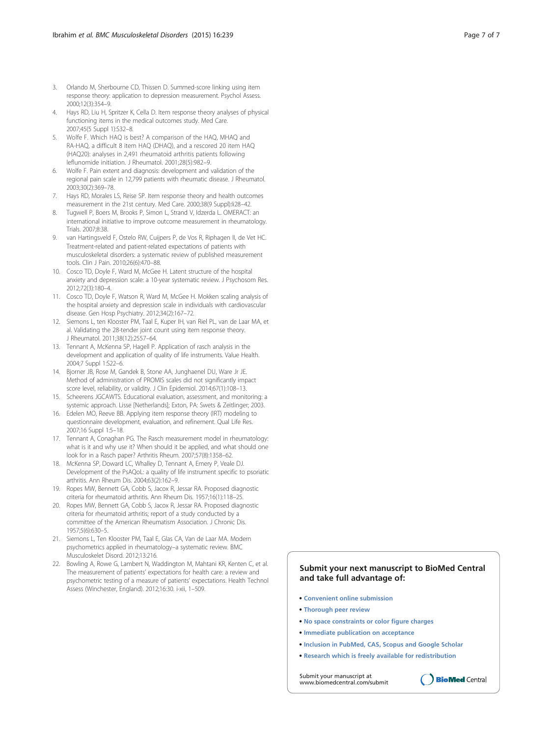3. Orlando M, Sherbourne CD, Thissen D. Summed-score linking using item response theory: application to depression measurement. Psychol Assess. 2000;12(3):354–9.
4. Hays RD, Liu H, Spritzer K, Cella D. Item response theory analyses of physical functioning items in the medical outcomes study. Med Care. 2007;45(5 Suppl 1):S32–8.
5. Wolfe F. Which HAQ is best? A comparison of the HAQ, MHAQ and RA-HAQ, a difficult 8 item HAQ (DHAQ), and a rescored 20 item HAQ (HAQ20): analyses in 2,491 rheumatoid arthritis patients following leflunomide initiation. J Rheumatol. 2001;28(5):982–9.
6. Wolfe F. Pain extent and diagnosis: development and validation of the regional pain scale in 12,799 patients with rheumatic disease. J Rheumatol. 2003;30(2):369–78.
7. Hays RD, Morales LS, Reise SP. Item response theory and health outcomes measurement in the 21st century. Med Care. 2000;38(9 Suppl):Ii28–42.
8. Tugwell P, Boers M, Brooks P, Simon L, Strand V, Idzerda L. OMERACT: an international initiative to improve outcome measurement in rheumatology. Trials. 2007;8:38.
9. van Hartingsveld F, Ostelo RW, Cuijpers P, de Vos R, Riphagen II, de Vet HC. Treatment-related and patient-related expectations of patients with musculoskeletal disorders: a systematic review of published measurement tools. Clin J Pain. 2010;26(6):470–88.
10. Cosco TD, Doyle F, Ward M, McGee H. Latent structure of the hospital anxiety and depression scale: a 10-year systematic review. J Psychosom Res. 2012;72(3):180–4.
11. Cosco TD, Doyle F, Watson R, Ward M, McGee H. Mokken scaling analysis of the hospital anxiety and depression scale in individuals with cardiovascular disease. Gen Hosp Psychiatry. 2012;34(2):167–72.
12. Siemons L, ten Klooster PM, Taal E, Kuper IH, van Riel PL, van de Laar MA, et al. Validating the 28-tender joint count using item response theory. J Rheumatol. 2011;38(12):2557–64.
13. Tennant A, McKenna SP, Hagell P. Application of rasch analysis in the development and application of quality of life instruments. Value Health. 2004;7 Suppl 1:S22–6.
14. Bjorner JB, Rose M, Gandek B, Stone AA, Junghaenel DU, Ware Jr JE. Method of administration of PROMIS scales did not significantly impact score level, reliability, or validity. J Clin Epidemiol. 2014;67(1):108–13.
15. Scheerens JGCAWTS. Educational evaluation, assessment, and monitoring: a systemic approach. Lisse [Netherlands]; Exton, PA: Swets & Zeitlinger; 2003.
16. Edelen MO, Reeve BB. Applying item response theory (IRT) modeling to questionnaire development, evaluation, and refinement. Qual Life Res. 2007;16 Suppl 1:5–18.
17. Tennant A, Conaghan PG. The Rasch measurement model in rheumatology: what is it and why use it? When should it be applied, and what should one look for in a Rasch paper? Arthritis Rheum. 2007;57(8):1358–62.
18. McKenna SP, Doward LC, Whalley D, Tennant A, Emery P, Veale DJ. Development of the PsAQoL: a quality of life instrument specific to psoriatic arthritis. Ann Rheum Dis. 2004;63(2):162–9.
19. Ropes MW, Bennett GA, Cobb S, Jacox R, Jessar RA. Proposed diagnostic criteria for rheumatoid arthritis. Ann Rheum Dis. 1957;16(1):118–25.
20. Ropes MW, Bennett GA, Cobb S, Jacox R, Jessar RA. Proposed diagnostic criteria for rheumatoid arthritis; report of a study conducted by a committee of the American Rheumatism Association. J Chronic Dis. 1957;5(6):630–5.
21. Siemons L, Ten Klooster PM, Taal E, Glas CA, Van de Laar MA. Modern psychometrics applied in rheumatology–a systematic review. BMC Musculoskelet Disord. 2012;13:216.
22. Bowling A, Rowe G, Lambert N, Waddington M, Mahtani KR, Kenten C, et al. The measurement of patients' expectations for health care: a review and psychometric testing of a measure of patients' expectations. Health Technol Assess (Winchester, England). 2012;16:30. i-xii, 1–509.

**Submit your next manuscript to BioMed Central and take full advantage of:**

- **Convenient online submission**
- **Thorough peer review**
- **No space constraints or color figure charges**
- **Immediate publication on acceptance**
- **Inclusion in PubMed, CAS, Scopus and Google Scholar**
- **Research which is freely available for redistribution**

Submit your manuscript at
www.biomedcentral.com/submit

BioMed Central